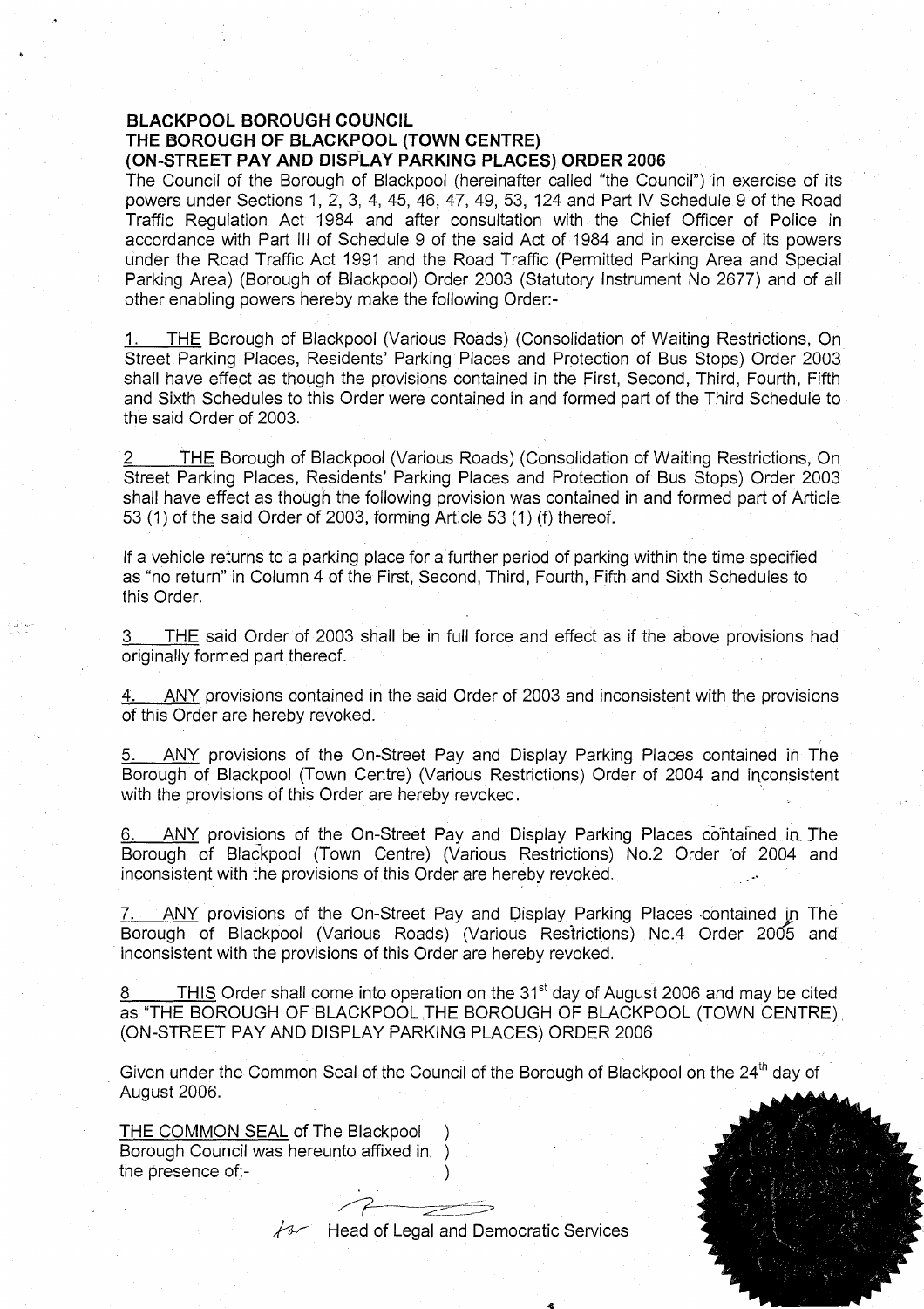**BLACKPOOL BOROUGH COUNCIL**
**THE BOROUGH OF BLACKPOOL (TOWN CENTRE)**
**(ON-STREET PAY AND DISPLAY PARKING PLACES) ORDER 2006**

The Council of the Borough of Blackpool (hereinafter called "the Council") in exercise of its powers under Sections 1, 2, 3, 4, 45, 46, 47, 49, 53, 124 and Part IV Schedule 9 of the Road Traffic Regulation Act 1984 and after consultation with the Chief Officer of Police in accordance with Part III of Schedule 9 of the said Act of 1984 and in exercise of its powers under the Road Traffic Act 1991 and the Road Traffic (Permitted Parking Area and Special Parking Area) (Borough of Blackpool) Order 2003 (Statutory Instrument No 2677) and of all other enabling powers hereby make the following Order:-

1. THE Borough of Blackpool (Various Roads) (Consolidation of Waiting Restrictions, On Street Parking Places, Residents' Parking Places and Protection of Bus Stops) Order 2003 shall have effect as though the provisions contained in the First, Second, Third, Fourth, Fifth and Sixth Schedules to this Order were contained in and formed part of the Third Schedule to the said Order of 2003.

2 THE Borough of Blackpool (Various Roads) (Consolidation of Waiting Restrictions, On Street Parking Places, Residents' Parking Places and Protection of Bus Stops) Order 2003 shall have effect as though the following provision was contained in and formed part of Article 53 (1) of the said Order of 2003, forming Article 53 (1) (f) thereof.

If a vehicle returns to a parking place for a further period of parking within the time specified as "no return" in Column 4 of the First, Second, Third, Fourth, Fifth and Sixth Schedules to this Order.

3 THE said Order of 2003 shall be in full force and effect as if the above provisions had originally formed part thereof.

4. ANY provisions contained in the said Order of 2003 and inconsistent with the provisions of this Order are hereby revoked.

5. ANY provisions of the On-Street Pay and Display Parking Places contained in The Borough of Blackpool (Town Centre) (Various Restrictions) Order of 2004 and inconsistent with the provisions of this Order are hereby revoked.

6. ANY provisions of the On-Street Pay and Display Parking Places contained in The Borough of Blackpool (Town Centre) (Various Restrictions) No.2 Order of 2004 and inconsistent with the provisions of this Order are hereby revoked.

7. ANY provisions of the On-Street Pay and Display Parking Places contained in The Borough of Blackpool (Various Roads) (Various Restrictions) No.4 Order 2005 and inconsistent with the provisions of this Order are hereby revoked.

8 THIS Order shall come into operation on the 31st day of August 2006 and may be cited as "THE BOROUGH OF BLACKPOOL THE BOROUGH OF BLACKPOOL (TOWN CENTRE) (ON-STREET PAY AND DISPLAY PARKING PLACES) ORDER 2006

Given under the Common Seal of the Council of the Borough of Blackpool on the 24th day of August 2006.

THE COMMON SEAL of The Blackpool Borough Council was hereunto affixed in the presence of:-

Head of Legal and Democratic Services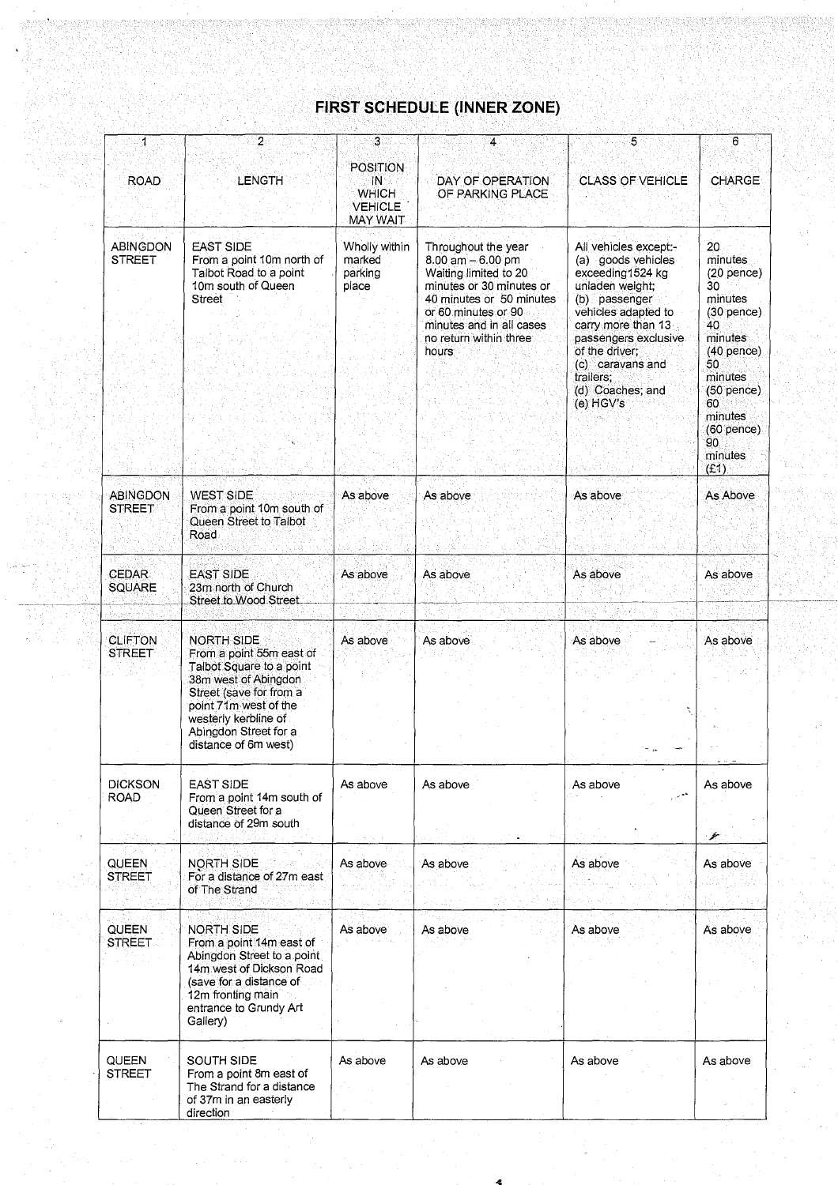# FIRST SCHEDULE (INNER ZONE)

| 1<br>ROAD | 2<br>LENGTH | 3<br>POSITION IN WHICH VEHICLE MAY WAIT | 4<br>DAY OF OPERATION OF PARKING PLACE | 5<br>CLASS OF VEHICLE | 6<br>CHARGE |
|---|---|---|---|---|---|
| ABINGDON STREET | EAST SIDE<br>From a point 10m north of Talbot Road to a point 10m south of Queen Street | Wholly within marked parking place | Throughout the year 8.00 am – 6.00 pm Waiting limited to 20 minutes or 30 minutes or 40 minutes or 50 minutes or 60 minutes or 90 minutes and in all cases no return within three hours | All vehicles except:-<br>(a) goods vehicles exceeding1524 kg unladen weight;<br>(b) passenger vehicles adapted to carry more than 13 passengers exclusive of the driver;<br>(c) caravans and trailers;<br>(d) Coaches; and<br>(e) HGV's | 20 minutes (20 pence)<br>30 minutes (30 pence)<br>40 minutes (40 pence)<br>50 minutes (50 pence)<br>60 minutes (60 pence)<br>90 minutes (£1) |
| ABINGDON STREET | WEST SIDE<br>From a point 10m south of Queen Street to Talbot Road | As above | As above | As above | As Above |
| CEDAR SQUARE | EAST SIDE<br>23m north of Church Street to Wood Street | As above | As above | As above | As above |
| CLIFTON STREET | NORTH SIDE<br>From a point 55m east of Talbot Square to a point 38m west of Abingdon Street (save for from a point 71m west of the westerly kerbline of Abingdon Street for a distance of 6m west) | As above | As above | As above | As above |
| DICKSON ROAD | EAST SIDE<br>From a point 14m south of Queen Street for a distance of 29m south | As above | As above | As above | As above |
| QUEEN STREET | NORTH SIDE<br>For a distance of 27m east of The Strand | As above | As above | As above | As above |
| QUEEN STREET | NORTH SIDE<br>From a point 14m east of Abingdon Street to a point 14m west of Dickson Road (save for a distance of 12m fronting main entrance to Grundy Art Gallery) | As above | As above | As above | As above |
| QUEEN STREET | SOUTH SIDE<br>From a point 8m east of The Strand for a distance of 37m in an easterly direction | As above | As above | As above | As above |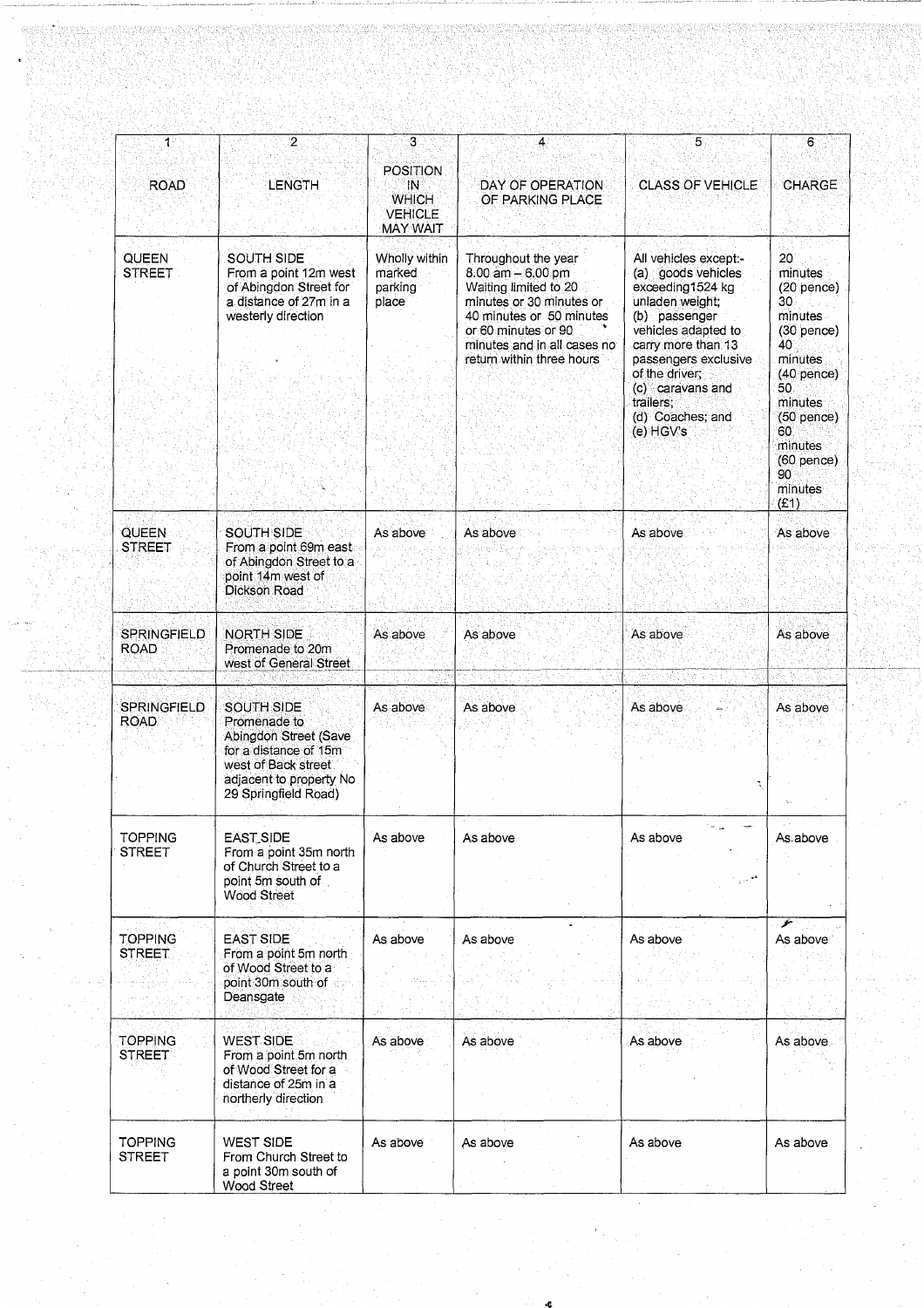| 1<br>ROAD | 2<br>LENGTH | 3<br>POSITION IN WHICH VEHICLE MAY WAIT | 4<br>DAY OF OPERATION OF PARKING PLACE | 5<br>CLASS OF VEHICLE | 6<br>CHARGE |
|---|---|---|---|---|---|
| QUEEN STREET | SOUTH SIDE From a point 12m west of Abingdon Street for a distance of 27m in a westerly direction | Wholly within marked parking place | Throughout the year 8.00 am – 6.00 pm Waiting limited to 20 minutes or 30 minutes or 40 minutes or 50 minutes or 60 minutes or 90 minutes and in all cases no return within three hours | All vehicles except:- (a) goods vehicles exceeding1524 kg unladen weight; (b) passenger vehicles adapted to carry more than 13 passengers exclusive of the driver; (c) caravans and trailers; (d) Coaches; and (e) HGV's | 20 minutes (20 pence) 30 minutes (30 pence) 40 minutes (40 pence) 50 minutes (50 pence) 60 minutes (60 pence) 90 minutes (£1) |
| QUEEN STREET | SOUTH SIDE From a point 69m east of Abingdon Street to a point 14m west of Dickson Road | As above | As above | As above | As above |
| SPRINGFIELD ROAD | NORTH SIDE Promenade to 20m west of General Street | As above | As above | As above | As above |
| SPRINGFIELD ROAD | SOUTH SIDE Promenade to Abingdon Street (Save for a distance of 15m west of Back street adjacent to property No 29 Springfield Road) | As above | As above | As above | As above |
| TOPPING STREET | EAST SIDE From a point 35m north of Church Street to a point 5m south of Wood Street | As above | As above | As above | As above |
| TOPPING STREET | EAST SIDE From a point 5m north of Wood Street to a point 30m south of Deansgate | As above | As above | As above | As above |
| TOPPING STREET | WEST SIDE From a point 5m north of Wood Street for a distance of 25m in a northerly direction | As above | As above | As above | As above |
| TOPPING STREET | WEST SIDE From Church Street to a point 30m south of Wood Street | As above | As above | As above | As above |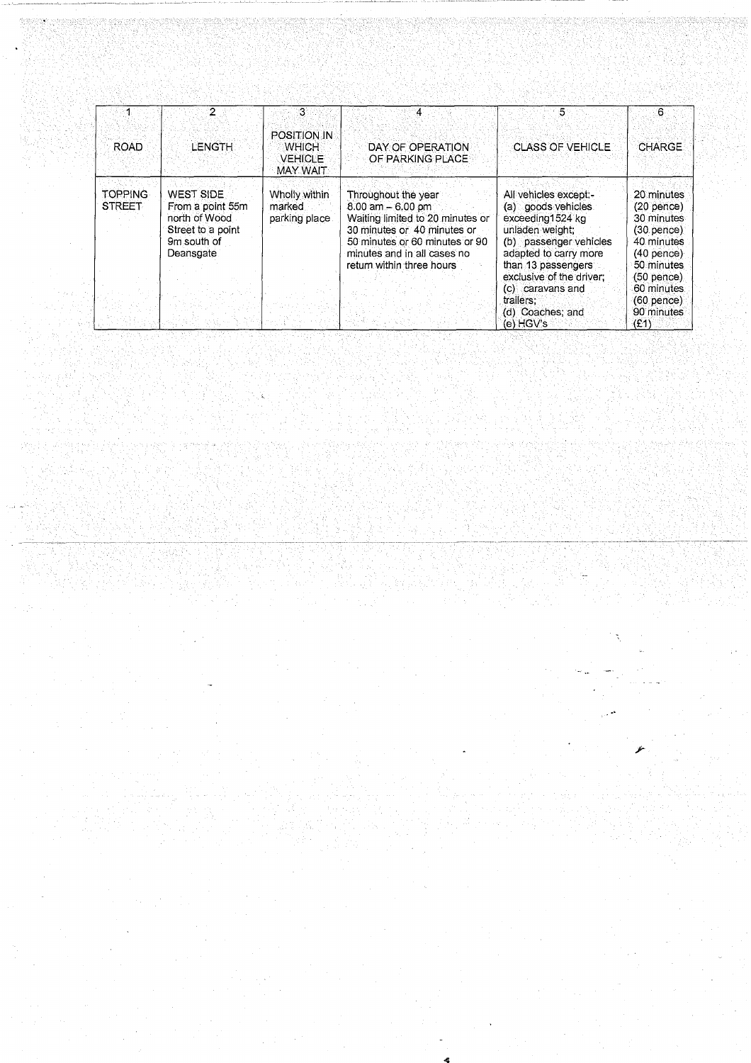| 1 | 2 | 3 | 4 | 5 | 6 |
|---|---|---|---|---|---|
| ROAD | LENGTH | POSITION IN WHICH VEHICLE MAY WAIT | DAY OF OPERATION OF PARKING PLACE | CLASS OF VEHICLE | CHARGE |
| TOPPING STREET | WEST SIDE From a point 55m north of Wood Street to a point 9m south of Deansgate | Wholly within marked parking place | Throughout the year 8.00 am – 6.00 pm Waiting limited to 20 minutes or 30 minutes or 40 minutes or 50 minutes or 60 minutes or 90 minutes and in all cases no return within three hours | All vehicles except:- (a) goods vehicles exceeding1524 kg unladen weight; (b) passenger vehicles adapted to carry more than 13 passengers exclusive of the driver; (c) caravans and trailers; (d) Coaches; and (e) HGV's | 20 minutes (20 pence) 30 minutes (30 pence) 40 minutes (40 pence) 50 minutes (50 pence) 60 minutes (60 pence) 90 minutes (£1) |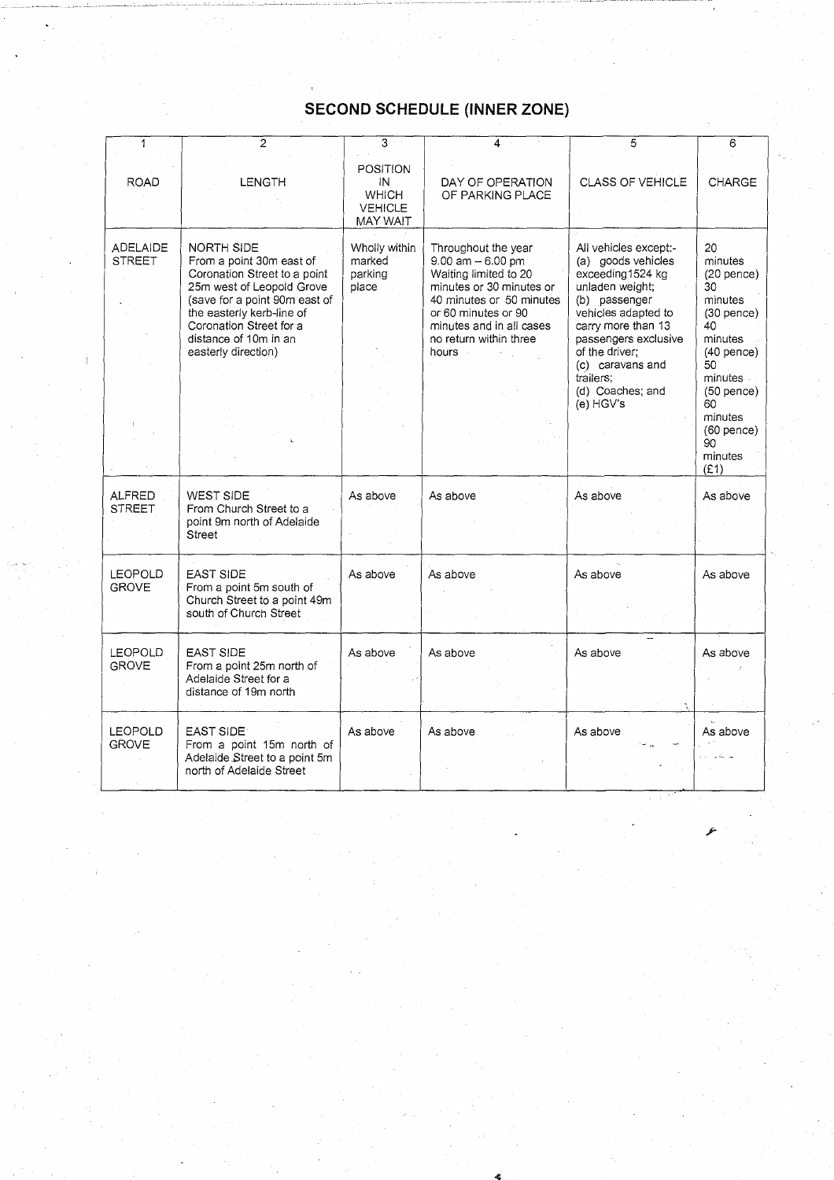## SECOND SCHEDULE (INNER ZONE)

| 1<br>ROAD | 2<br>LENGTH | 3<br>POSITION IN WHICH VEHICLE MAY WAIT | 4<br>DAY OF OPERATION OF PARKING PLACE | 5<br>CLASS OF VEHICLE | 6<br>CHARGE |
|---|---|---|---|---|---|
| ADELAIDE STREET | NORTH SIDE<br>From a point 30m east of Coronation Street to a point 25m west of Leopold Grove (save for a point 90m east of the easterly kerb-line of Coronation Street for a distance of 10m in an easterly direction) | Wholly within marked parking place | Throughout the year 9.00 am – 6.00 pm Waiting limited to 20 minutes or 30 minutes or 40 minutes or 50 minutes or 60 minutes or 90 minutes and in all cases no return within three hours | All vehicles except:-<br>(a) goods vehicles exceeding1524 kg unladen weight;<br>(b) passenger vehicles adapted to carry more than 13 passengers exclusive of the driver;<br>(c) caravans and trailers;<br>(d) Coaches; and<br>(e) HGV's | 20 minutes (20 pence)<br>30 minutes (30 pence)<br>40 minutes (40 pence)<br>50 minutes (50 pence)<br>60 minutes (60 pence)<br>90 minutes (£1) |
| ALFRED STREET | WEST SIDE<br>From Church Street to a point 9m north of Adelaide Street | As above | As above | As above | As above |
| LEOPOLD GROVE | EAST SIDE<br>From a point 5m south of Church Street to a point 49m south of Church Street | As above | As above | As above | As above |
| LEOPOLD GROVE | EAST SIDE<br>From a point 25m north of Adelaide Street for a distance of 19m north | As above | As above | As above | As above |
| LEOPOLD GROVE | EAST SIDE<br>From a point 15m north of Adelaide Street to a point 5m north of Adelaide Street | As above | As above | As above | As above |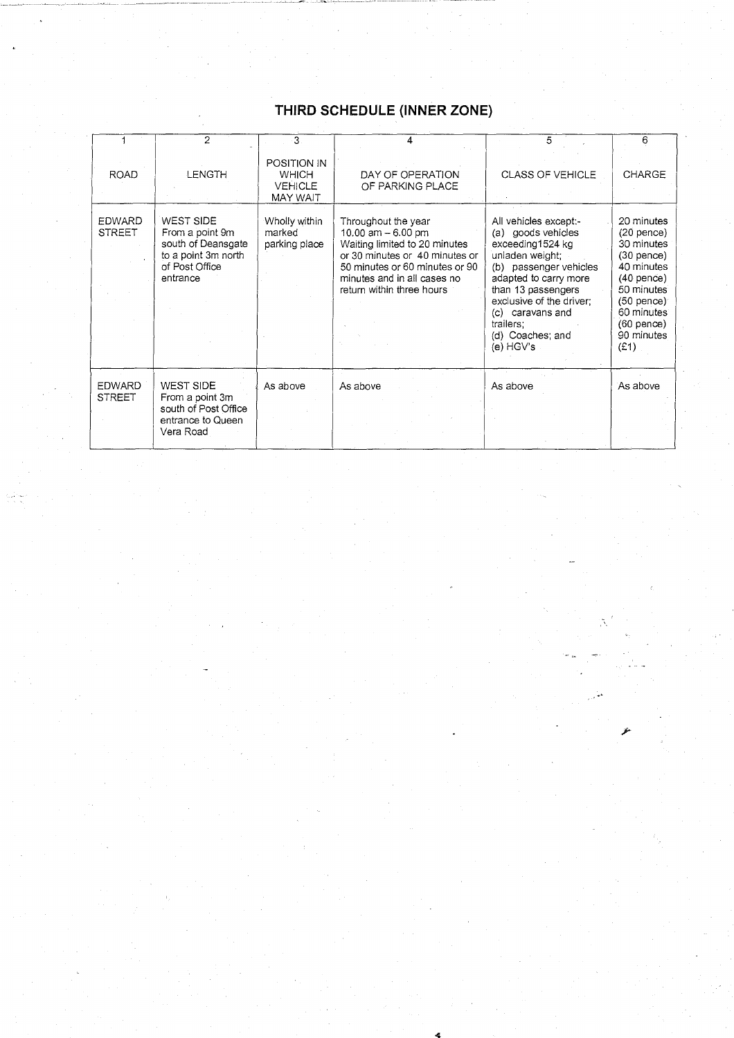# THIRD SCHEDULE (INNER ZONE)

| 1 | 2 | 3 | 4 | 5 | 6 |
|---|---|---|---|---|---|
| ROAD | LENGTH | POSITION IN WHICH VEHICLE MAY WAIT | DAY OF OPERATION OF PARKING PLACE | CLASS OF VEHICLE | CHARGE |
| EDWARD STREET | WEST SIDE From a point 9m south of Deansgate to a point 3m north of Post Office entrance | Wholly within marked parking place | Throughout the year 10.00 am – 6.00 pm Waiting limited to 20 minutes or 30 minutes or 40 minutes or 50 minutes or 60 minutes or 90 minutes and in all cases no return within three hours | All vehicles except:- (a) goods vehicles exceeding1524 kg unladen weight; (b) passenger vehicles adapted to carry more than 13 passengers exclusive of the driver; (c) caravans and trailers; (d) Coaches; and (e) HGV's | 20 minutes (20 pence) 30 minutes (30 pence) 40 minutes (40 pence) 50 minutes (50 pence) 60 minutes (60 pence) 90 minutes (£1) |
| EDWARD STREET | WEST SIDE From a point 3m south of Post Office entrance to Queen Vera Road | As above | As above | As above | As above |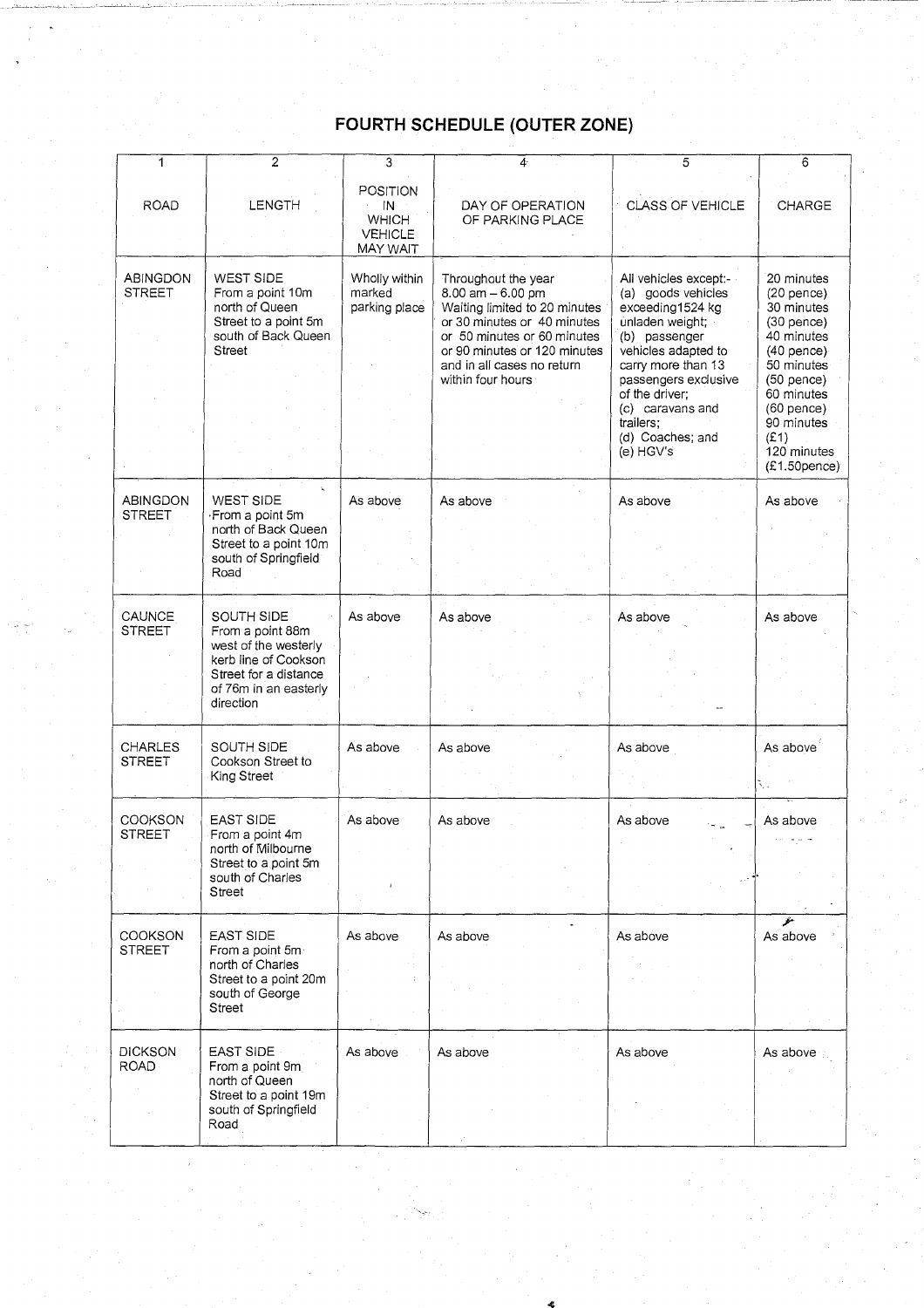# FOURTH SCHEDULE (OUTER ZONE)

| 1 | 2 | 3 | 4 | 5 | 6 |
|---|---|---|---|---|---|
| ROAD | LENGTH | POSITION IN WHICH VEHICLE MAY WAIT | DAY OF OPERATION OF PARKING PLACE | CLASS OF VEHICLE | CHARGE |
| ABINGDON STREET | WEST SIDE From a point 10m north of Queen Street to a point 5m south of Back Queen Street | Wholly within marked parking place | Throughout the year 8.00 am – 6.00 pm Waiting limited to 20 minutes or 30 minutes or 40 minutes or 50 minutes or 60 minutes or 90 minutes or 120 minutes and in all cases no return within four hours | All vehicles except:- (a) goods vehicles exceeding1524 kg unladen weight; (b) passenger vehicles adapted to carry more than 13 passengers exclusive of the driver; (c) caravans and trailers; (d) Coaches; and (e) HGV's | 20 minutes (20 pence) 30 minutes (30 pence) 40 minutes (40 pence) 50 minutes (50 pence) 60 minutes (60 pence) 90 minutes (£1) 120 minutes (£1.50pence) |
| ABINGDON STREET | WEST SIDE From a point 5m north of Back Queen Street to a point 10m south of Springfield Road | As above | As above | As above | As above |
| CAUNCE STREET | SOUTH SIDE From a point 88m west of the westerly kerb line of Cookson Street for a distance of 76m in an easterly direction | As above | As above | As above | As above |
| CHARLES STREET | SOUTH SIDE Cookson Street to King Street | As above | As above | As above | As above |
| COOKSON STREET | EAST SIDE From a point 4m north of Milbourne Street to a point 5m south of Charles Street | As above | As above | As above | As above |
| COOKSON STREET | EAST SIDE From a point 5m north of Charles Street to a point 20m south of George Street | As above | As above | As above | As above |
| DICKSON ROAD | EAST SIDE From a point 9m north of Queen Street to a point 19m south of Springfield Road | As above | As above | As above | As above |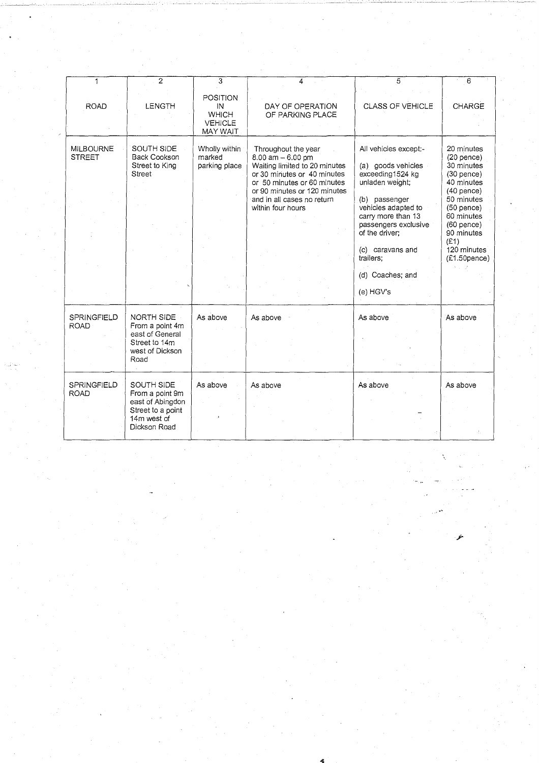| 1 | 2 | 3 | 4 | 5 | 6 |
|---|---|---|---|---|---|
| ROAD | LENGTH | POSITION IN WHICH VEHICLE MAY WAIT | DAY OF OPERATION OF PARKING PLACE | CLASS OF VEHICLE | CHARGE |
| MILBOURNE STREET | SOUTH SIDE Back Cookson Street to King Street | Wholly within marked parking place | Throughout the year 8.00 am – 6.00 pm Waiting limited to 20 minutes or 30 minutes or 40 minutes or 50 minutes or 60 minutes or 90 minutes or 120 minutes and in all cases no return within four hours | All vehicles except:- (a) goods vehicles exceeding1524 kg unladen weight; (b) passenger vehicles adapted to carry more than 13 passengers exclusive of the driver; (c) caravans and trailers; (d) Coaches; and (e) HGV's | 20 minutes (20 pence) 30 minutes (30 pence) 40 minutes (40 pence) 50 minutes (50 pence) 60 minutes (60 pence) 90 minutes (£1) 120 minutes (£1.50pence) |
| SPRINGFIELD ROAD | NORTH SIDE From a point 4m east of General Street to 14m west of Dickson Road | As above | As above | As above | As above |
| SPRINGFIELD ROAD | SOUTH SIDE From a point 9m east of Abingdon Street to a point 14m west of Dickson Road | As above | As above | As above | As above |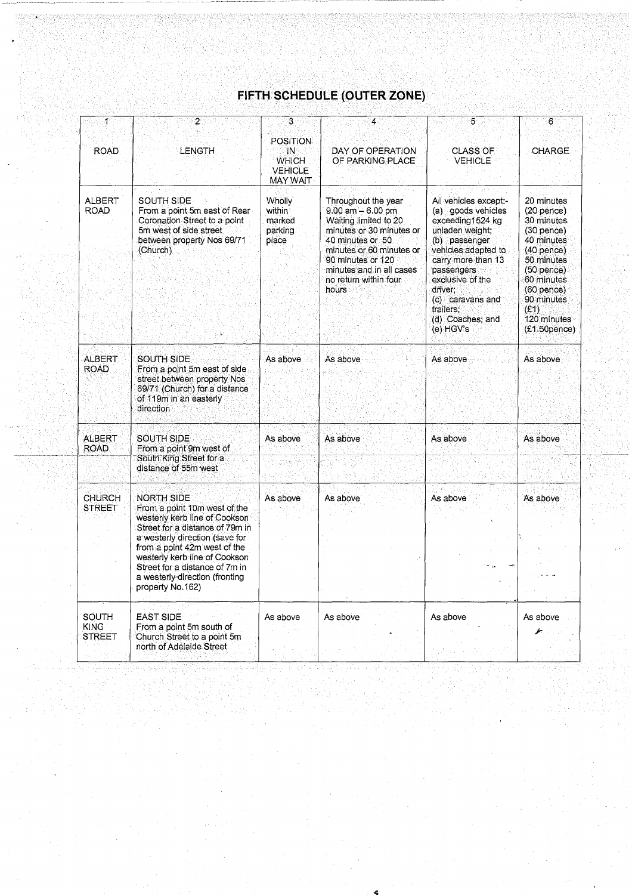# FIFTH SCHEDULE (OUTER ZONE)

| 1 | 2 | 3 | 4 | 5 | 6 |
|---|---|---|---|---|---|
| ROAD | LENGTH | POSITION IN WHICH VEHICLE MAY WAIT | DAY OF OPERATION OF PARKING PLACE | CLASS OF VEHICLE | CHARGE |
| ALBERT ROAD | SOUTH SIDE<br>From a point 5m east of Rear Coronation Street to a point 5m west of side street between property Nos 69/71 (Church) | Wholly within marked parking place | Throughout the year 9.00 am – 6.00 pm Waiting limited to 20 minutes or 30 minutes or 40 minutes or 50 minutes or 60 minutes or 90 minutes or 120 minutes and in all cases no return within four hours | All vehicles except:-<br>(a) goods vehicles exceeding1524 kg unladen weight;<br>(b) passenger vehicles adapted to carry more than 13 passengers exclusive of the driver;<br>(c) caravans and trailers;<br>(d) Coaches; and<br>(e) HGV's | 20 minutes (20 pence)<br>30 minutes (30 pence)<br>40 minutes (40 pence)<br>50 minutes (50 pence)<br>60 minutes (60 pence)<br>90 minutes (£1)<br>120 minutes (£1.50pence) |
| ALBERT ROAD | SOUTH SIDE<br>From a point 5m east of side street between property Nos 69/71 (Church) for a distance of 119m in an easterly direction | As above | As above | As above | As above |
| ALBERT ROAD | SOUTH SIDE<br>From a point 9m west of South King Street for a distance of 55m west | As above | As above | As above | As above |
| CHURCH STREET | NORTH SIDE<br>From a point 10m west of the westerly kerb line of Cookson Street for a distance of 79m in a westerly direction (save for from a point 42m west of the westerly kerb line of Cookson Street for a distance of 7m in a westerly direction (fronting property No.162) | As above | As above | As above | As above |
| SOUTH KING STREET | EAST SIDE<br>From a point 5m south of Church Street to a point 5m north of Adelaide Street | As above | As above | As above | As above |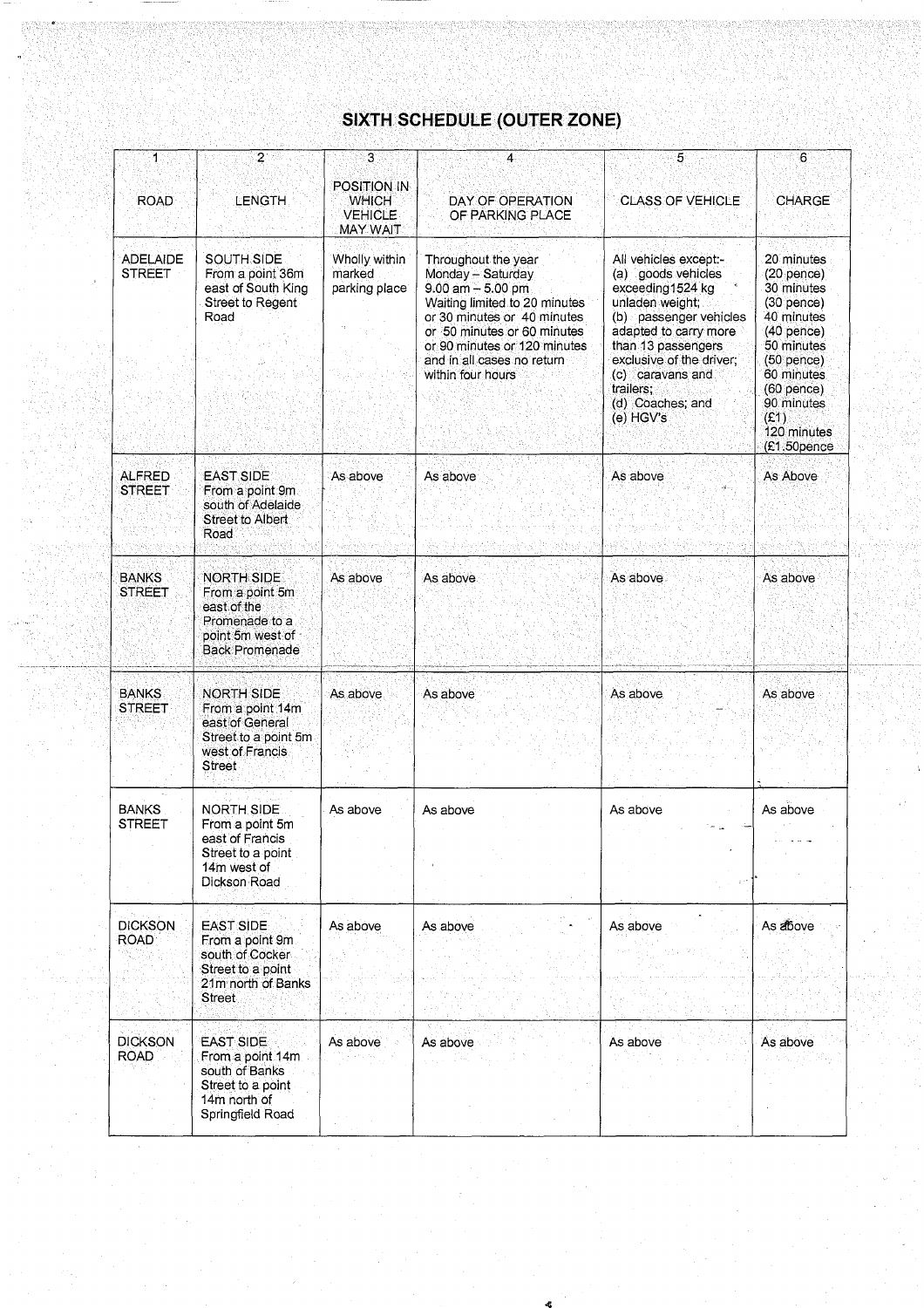# SIXTH SCHEDULE (OUTER ZONE)

| 1<br>ROAD | 2<br>LENGTH | 3<br>POSITION IN WHICH VEHICLE MAY WAIT | 4<br>DAY OF OPERATION OF PARKING PLACE | 5<br>CLASS OF VEHICLE | 6<br>CHARGE |
|---|---|---|---|---|---|
| ADELAIDE STREET | SOUTH SIDE From a point 36m east of South King Street to Regent Road | Wholly within marked parking place | Throughout the year Monday – Saturday 9.00 am – 5.00 pm Waiting limited to 20 minutes or 30 minutes or 40 minutes or 50 minutes or 60 minutes or 90 minutes or 120 minutes and in all cases no return within four hours | All vehicles except:- (a) goods vehicles exceeding1524 kg unladen weight; (b) passenger vehicles adapted to carry more than 13 passengers exclusive of the driver; (c) caravans and trailers; (d) Coaches; and (e) HGV's | 20 minutes (20 pence) 30 minutes (30 pence) 40 minutes (40 pence) 50 minutes (50 pence) 60 minutes (60 pence) 90 minutes (£1) 120 minutes (£1.50pence |
| ALFRED STREET | EAST SIDE From a point 9m south of Adelaide Street to Albert Road | As above | As above | As above | As Above |
| BANKS STREET | NORTH SIDE From a point 5m east of the Promenade to a point 5m west of Back Promenade | As above | As above | As above | As above |
| BANKS STREET | NORTH SIDE From a point 14m east of General Street to a point 5m west of Francis Street | As above | As above | As above | As above |
| BANKS STREET | NORTH SIDE From a point 5m east of Francis Street to a point 14m west of Dickson Road | As above | As above | As above | As above |
| DICKSON ROAD | EAST SIDE From a point 9m south of Cocker Street to a point 21m north of Banks Street | As above | As above | As above | As above |
| DICKSON ROAD | EAST SIDE From a point 14m south of Banks Street to a point 14m north of Springfield Road | As above | As above | As above | As above |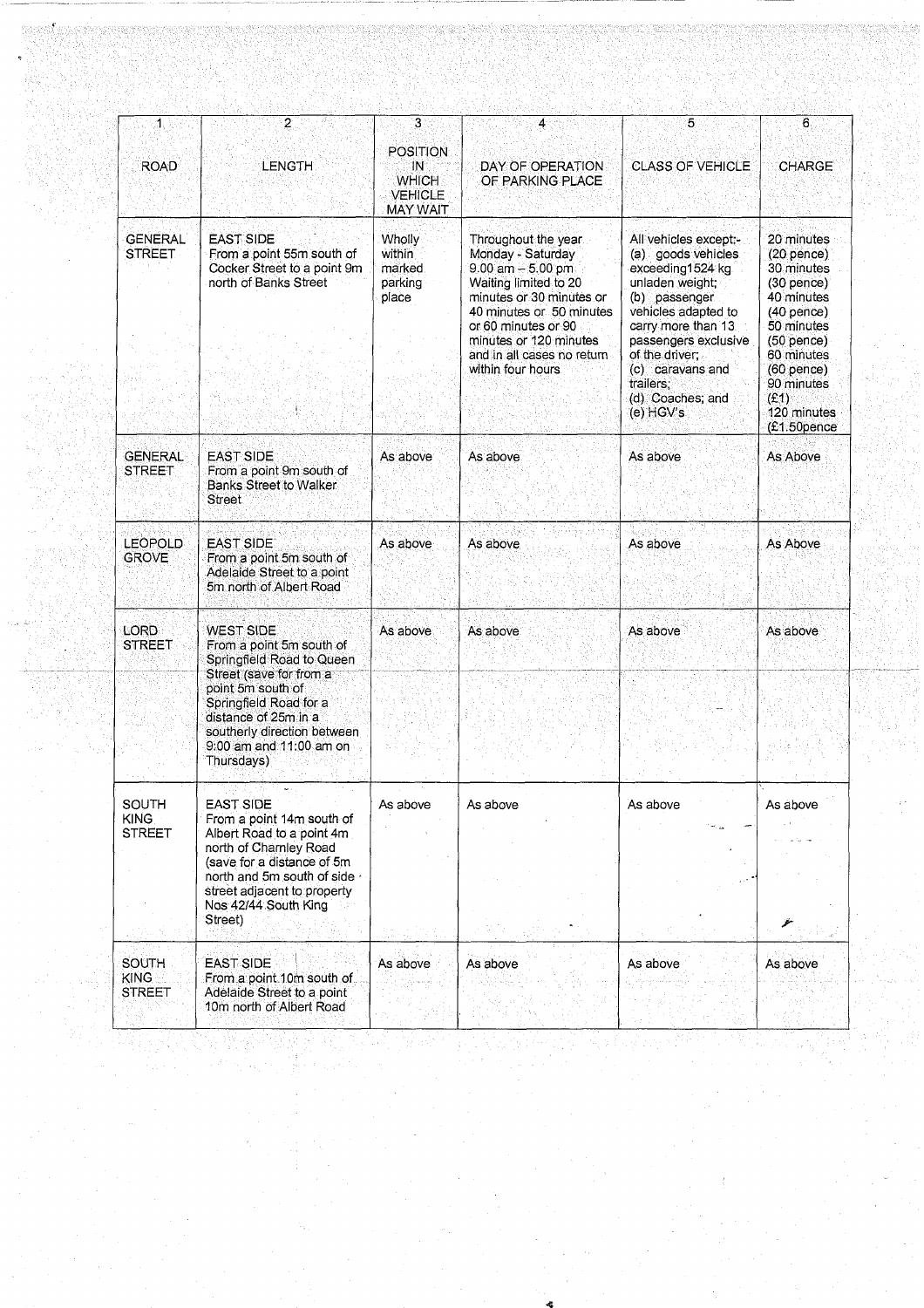| 1<br>ROAD | 2<br>LENGTH | 3<br>POSITION IN WHICH VEHICLE MAY WAIT | 4<br>DAY OF OPERATION OF PARKING PLACE | 5<br>CLASS OF VEHICLE | 6<br>CHARGE |
|---|---|---|---|---|---|
| GENERAL STREET | EAST SIDE<br>From a point 55m south of Cocker Street to a point 9m north of Banks Street | Wholly within marked parking place | Throughout the year Monday - Saturday 9.00 am – 5.00 pm Waiting limited to 20 minutes or 30 minutes or 40 minutes or 50 minutes or 60 minutes or 90 minutes or 120 minutes and in all cases no return within four hours | All vehicles except:-<br>(a) goods vehicles exceeding1524 kg unladen weight;<br>(b) passenger vehicles adapted to carry more than 13 passengers exclusive of the driver;<br>(c) caravans and trailers;<br>(d) Coaches; and<br>(e) HGV's | 20 minutes (20 pence)<br>30 minutes (30 pence)<br>40 minutes (40 pence)<br>50 minutes (50 pence)<br>60 minutes (60 pence)<br>90 minutes (£1)<br>120 minutes (£1.50pence |
| GENERAL STREET | EAST SIDE<br>From a point 9m south of Banks Street to Walker Street | As above | As above | As above | As Above |
| LEOPOLD GROVE | EAST SIDE<br>From a point 5m south of Adelaide Street to a point 5m north of Albert Road | As above | As above | As above | As Above |
| LORD STREET | WEST SIDE<br>From a point 5m south of Springfield Road to Queen Street (save for from a point 5m south of Springfield Road for a distance of 25m in a southerly direction between 9:00 am and 11:00 am on Thursdays) | As above | As above | As above | As above |
| SOUTH KING STREET | EAST SIDE<br>From a point 14m south of Albert Road to a point 4m north of Charnley Road (save for a distance of 5m north and 5m south of side street adjacent to property Nos 42/44 South King Street) | As above | As above | As above | As above |
| SOUTH KING STREET | EAST SIDE<br>From a point 10m south of Adelaide Street to a point 10m north of Albert Road | As above | As above | As above | As above |